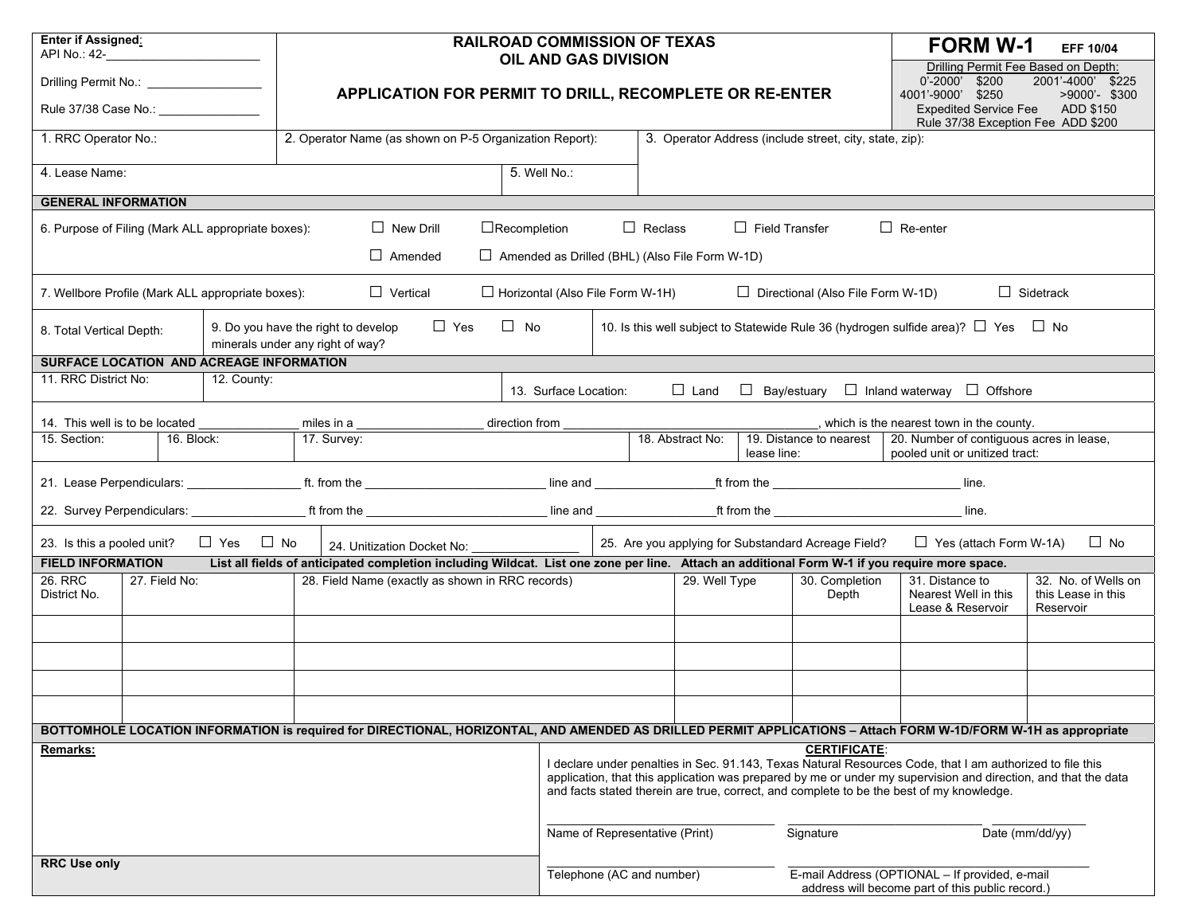**Enter if Assigned:**
API No.: 42-\_\_\_\_\_\_\_\_\_\_\_\_\_\_\_\_\_\_\_\_\_\_\_\_

Drilling Permit No.: \_\_\_\_\_\_\_\_\_\_\_\_\_\_\_\_\_\_

Rule 37/38 Case No.: \_\_\_\_\_\_\_\_\_\_\_\_\_\_\_\_

# RAILROAD COMMISSION OF TEXAS
## OIL AND GAS DIVISION

## APPLICATION FOR PERMIT TO DRILL, RECOMPLETE OR RE-ENTER

**FORM W-1** EFF 10/04

Drilling Permit Fee Based on Depth:

| | | | |
|---|---|---|---|
| 0'-2000' | $200 | 2001'-4000' | $225 |
| 4001'-9000' | $250 | >9000'- | $300 |
| Expedited Service Fee | ADD $150 | | |
| Rule 37/38 Exception Fee | ADD $200 | | |

1. RRC Operator No.:
2. Operator Name (as shown on P-5 Organization Report):
3. Operator Address (include street, city, state, zip):
4. Lease Name:
5. Well No.:

**GENERAL INFORMATION**

6. Purpose of Filing (Mark ALL appropriate boxes): ☐ New Drill ☐ Recompletion ☐ Reclass ☐ Field Transfer ☐ Re-enter ☐ Amended ☐ Amended as Drilled (BHL) (Also File Form W-1D)

7. Wellbore Profile (Mark ALL appropriate boxes): ☐ Vertical ☐ Horizontal (Also File Form W-1H) ☐ Directional (Also File Form W-1D) ☐ Sidetrack

8. Total Vertical Depth:

9. Do you have the right to develop minerals under any right of way? ☐ Yes ☐ No

10. Is this well subject to Statewide Rule 36 (hydrogen sulfide area)? ☐ Yes ☐ No

**SURFACE LOCATION AND ACREAGE INFORMATION**

11. RRC District No.:
12. County:
13. Surface Location: ☐ Land ☐ Bay/estuary ☐ Inland waterway ☐ Offshore

14. This well is to be located \_\_\_\_\_\_\_\_\_\_\_\_\_\_\_ miles in a \_\_\_\_\_\_\_\_\_\_\_\_\_\_\_\_\_\_\_ direction from \_\_\_\_\_\_\_\_\_\_\_\_\_\_\_\_\_\_\_\_\_\_\_\_\_\_\_\_\_\_\_\_\_\_\_\_\_\_, which is the nearest town in the county.

15. Section:
16. Block:
17. Survey:
18. Abstract No:
19. Distance to nearest lease line:
20. Number of contiguous acres in lease, pooled unit or unitized tract:

21. Lease Perpendiculars: \_\_\_\_\_\_\_\_\_\_\_\_\_\_\_\_\_ ft. from the \_\_\_\_\_\_\_\_\_\_\_\_\_\_\_\_\_\_\_\_\_\_\_\_\_ line and \_\_\_\_\_\_\_\_\_\_\_\_\_\_\_\_\_\_ft from the \_\_\_\_\_\_\_\_\_\_\_\_\_\_\_\_\_\_\_\_\_\_\_\_\_ line.

22. Survey Perpendiculars: \_\_\_\_\_\_\_\_\_\_\_\_\_\_\_\_\_ ft from the \_\_\_\_\_\_\_\_\_\_\_\_\_\_\_\_\_\_\_\_\_\_\_\_\_ line and \_\_\_\_\_\_\_\_\_\_\_\_\_\_\_\_\_\_ft from the \_\_\_\_\_\_\_\_\_\_\_\_\_\_\_\_\_\_\_\_\_\_\_\_\_ line.

23. Is this a pooled unit? ☐ Yes ☐ No
24. Unitization Docket No: \_\_\_\_\_\_\_\_\_\_\_\_\_\_\_\_
25. Are you applying for Substandard Acreage Field? ☐ Yes (attach Form W-1A) ☐ No

**FIELD INFORMATION** List all fields of anticipated completion including Wildcat. List one zone per line. Attach an additional Form W-1 if you require more space.

| 26. RRC District No. | 27. Field No: | 28. Field Name (exactly as shown in RRC records) | 29. Well Type | 30. Completion Depth | 31. Distance to Nearest Well in this Lease & Reservoir | 32. No. of Wells on this Lease in this Reservoir |
|---|---|---|---|---|---|---|
| | | | | | | |
| | | | | | | |
| | | | | | | |
| | | | | | | |

**BOTTOMHOLE LOCATION INFORMATION is required for DIRECTIONAL, HORIZONTAL, AND AMENDED AS DRILLED PERMIT APPLICATIONS – Attach FORM W-1D/FORM W-1H as appropriate**

**Remarks:**

**RRC Use only**

**CERTIFICATE**:
I declare under penalties in Sec. 91.143, Texas Natural Resources Code, that I am authorized to file this application, that this application was prepared by me or under my supervision and direction, and that the data and facts stated therein are true, correct, and complete to be the best of my knowledge.

\_\_\_\_\_\_\_\_\_\_\_\_\_\_\_\_\_\_\_\_\_\_\_\_\_\_\_\_ \_\_\_\_\_\_\_\_\_\_\_\_\_\_\_\_\_\_\_\_\_\_\_\_ \_\_\_\_\_\_\_\_\_\_\_\_\_\_\_
Name of Representative (Print) Signature Date (mm/dd/yy)

\_\_\_\_\_\_\_\_\_\_\_\_\_\_\_\_\_\_\_\_\_\_\_\_\_\_\_\_ \_\_\_\_\_\_\_\_\_\_\_\_\_\_\_\_\_\_\_\_\_\_\_\_\_\_\_\_\_\_\_\_\_\_\_\_
Telephone (AC and number) E-mail Address (OPTIONAL – If provided, e-mail address will become part of this public record.)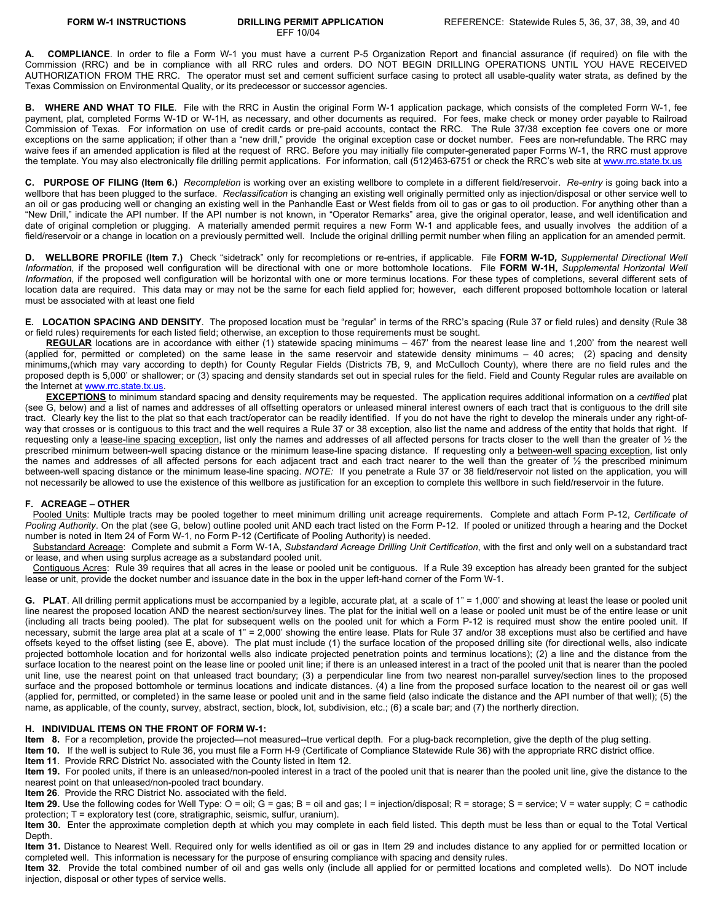**FORM W-1 INSTRUCTIONS** **DRILLING PERMIT APPLICATION** EFF 10/04 REFERENCE: Statewide Rules 5, 36, 37, 38, 39, and 40

**A. COMPLIANCE**. In order to file a Form W-1 you must have a current P-5 Organization Report and financial assurance (if required) on file with the Commission (RRC) and be in compliance with all RRC rules and orders. DO NOT BEGIN DRILLING OPERATIONS UNTIL YOU HAVE RECEIVED AUTHORIZATION FROM THE RRC. The operator must set and cement sufficient surface casing to protect all usable-quality water strata, as defined by the Texas Commission on Environmental Quality, or its predecessor or successor agencies.

**B. WHERE AND WHAT TO FILE**. File with the RRC in Austin the original Form W-1 application package, which consists of the completed Form W-1, fee payment, plat, completed Forms W-1D or W-1H, as necessary, and other documents as required. For fees, make check or money order payable to Railroad Commission of Texas. For information on use of credit cards or pre-paid accounts, contact the RRC. The Rule 37/38 exception fee covers one or more exceptions on the same application; if other than a "new drill," provide the original exception case or docket number. Fees are non-refundable. The RRC may waive fees if an amended application is filed at the request of RRC. Before you may initially file computer-generated paper Forms W-1, the RRC must approve the template. You may also electronically file drilling permit applications. For information, call (512)463-6751 or check the RRC's web site at www.rrc.state.tx.us

**C. PURPOSE OF FILING (Item 6.)** *Recompletion* is working over an existing wellbore to complete in a different field/reservoir. *Re-entry* is going back into a wellbore that has been plugged to the surface. *Reclassification* is changing an existing well originally permitted only as injection/disposal or other service well to an oil or gas producing well or changing an existing well in the Panhandle East or West fields from oil to gas or gas to oil production. For anything other than a "New Drill," indicate the API number. If the API number is not known, in "Operator Remarks" area, give the original operator, lease, and well identification and date of original completion or plugging. A materially amended permit requires a new Form W-1 and applicable fees, and usually involves the addition of a field/reservoir or a change in location on a previously permitted well. Include the original drilling permit number when filing an application for an amended permit.

**D. WELLBORE PROFILE (Item 7.)** Check "sidetrack" only for recompletions or re-entries, if applicable. File **FORM W-1D,** *Supplemental Directional Well Information*, if the proposed well configuration will be directional with one or more bottomhole locations. File **FORM W-1H,** *Supplemental Horizontal Well Information*, if the proposed well configuration will be horizontal with one or more terminus locations. For these types of completions, several different sets of location data are required. This data may or may not be the same for each field applied for; however, each different proposed bottomhole location or lateral must be associated with at least one field

**E. LOCATION SPACING AND DENSITY**. The proposed location must be "regular" in terms of the RRC's spacing (Rule 37 or field rules) and density (Rule 38 or field rules) requirements for each listed field; otherwise, an exception to those requirements must be sought.

**REGULAR** locations are in accordance with either (1) statewide spacing minimums – 467' from the nearest lease line and 1,200' from the nearest well (applied for, permitted or completed) on the same lease in the same reservoir and statewide density minimums – 40 acres; (2) spacing and density minimums,(which may vary according to depth) for County Regular Fields (Districts 7B, 9, and McCulloch County), where there are no field rules and the proposed depth is 5,000' or shallower; or (3) spacing and density standards set out in special rules for the field. Field and County Regular rules are available on the Internet at www.rrc.state.tx.us.

**EXCEPTIONS** to minimum standard spacing and density requirements may be requested. The application requires additional information on a *certified* plat (see G, below) and a list of names and addresses of all offsetting operators or unleased mineral interest owners of each tract that is contiguous to the drill site tract. Clearly key the list to the plat so that each tract/operator can be readily identified. If you do not have the right to develop the minerals under any right-of-way that crosses or is contiguous to this tract and the well requires a Rule 37 or 38 exception, also list the name and address of the entity that holds that right. If requesting only a lease-line spacing exception, list only the names and addresses of all affected persons for tracts closer to the well than the greater of ½ the prescribed minimum between-well spacing distance or the minimum lease-line spacing distance. If requesting only a between-well spacing exception, list only the names and addresses of all affected persons for each adjacent tract and each tract nearer to the well than the greater of ½ the prescribed minimum between-well spacing distance or the minimum lease-line spacing. *NOTE:* If you penetrate a Rule 37 or 38 field/reservoir not listed on the application, you will not necessarily be allowed to use the existence of this wellbore as justification for an exception to complete this wellbore in such field/reservoir in the future.

**F. ACREAGE – OTHER**

Pooled Units: Multiple tracts may be pooled together to meet minimum drilling unit acreage requirements. Complete and attach Form P-12, *Certificate of Pooling Authority*. On the plat (see G, below) outline pooled unit AND each tract listed on the Form P-12. If pooled or unitized through a hearing and the Docket number is noted in Item 24 of Form W-1, no Form P-12 (Certificate of Pooling Authority) is needed.

Substandard Acreage: Complete and submit a Form W-1A, *Substandard Acreage Drilling Unit Certification*, with the first and only well on a substandard tract or lease, and when using surplus acreage as a substandard pooled unit.

Contiguous Acres: Rule 39 requires that all acres in the lease or pooled unit be contiguous. If a Rule 39 exception has already been granted for the subject lease or unit, provide the docket number and issuance date in the box in the upper left-hand corner of the Form W-1.

**G. PLAT**. All drilling permit applications must be accompanied by a legible, accurate plat, at a scale of 1" = 1,000' and showing at least the lease or pooled unit line nearest the proposed location AND the nearest section/survey lines. The plat for the initial well on a lease or pooled unit must be of the entire lease or unit (including all tracts being pooled). The plat for subsequent wells on the pooled unit for which a Form P-12 is required must show the entire pooled unit. If necessary, submit the large area plat at a scale of 1" = 2,000' showing the entire lease. Plats for Rule 37 and/or 38 exceptions must also be certified and have offsets keyed to the offset listing (see E, above). The plat must include (1) the surface location of the proposed drilling site (for directional wells, also indicate projected bottomhole location and for horizontal wells also indicate projected penetration points and terminus locations); (2) a line and the distance from the surface location to the nearest point on the lease line or pooled unit line; if there is an unleased interest in a tract of the pooled unit that is nearer than the pooled unit line, use the nearest point on that unleased tract boundary; (3) a perpendicular line from two nearest non-parallel survey/section lines to the proposed surface and the proposed bottomhole or terminus locations and indicate distances. (4) a line from the proposed surface location to the nearest oil or gas well (applied for, permitted, or completed) in the same lease or pooled unit and in the same field (also indicate the distance and the API number of that well); (5) the name, as applicable, of the county, survey, abstract, section, block, lot, subdivision, etc.; (6) a scale bar; and (7) the northerly direction.

**H. INDIVIDUAL ITEMS ON THE FRONT OF FORM W-1:**

**Item 8.** For a recompletion, provide the projected—not measured--true vertical depth. For a plug-back recompletion, give the depth of the plug setting.
**Item 10.** If the well is subject to Rule 36, you must file a Form H-9 (Certificate of Compliance Statewide Rule 36) with the appropriate RRC district office.
**Item 11**. Provide RRC District No. associated with the County listed in Item 12.
**Item 19.** For pooled units, if there is an unleased/non-pooled interest in a tract of the pooled unit that is nearer than the pooled unit line, give the distance to the nearest point on that unleased/non-pooled tract boundary.
**Item 26**. Provide the RRC District No. associated with the field.
**Item 29.** Use the following codes for Well Type: O = oil; G = gas; B = oil and gas; I = injection/disposal; R = storage; S = service; V = water supply; C = cathodic protection; T = exploratory test (core, stratigraphic, seismic, sulfur, uranium).
**Item 30.** Enter the approximate completion depth at which you may complete in each field listed. This depth must be less than or equal to the Total Vertical Depth.
**Item 31.** Distance to Nearest Well. Required only for wells identified as oil or gas in Item 29 and includes distance to any applied for or permitted location or completed well. This information is necessary for the purpose of ensuring compliance with spacing and density rules.
**Item 32**. Provide the total combined number of oil and gas wells only (include all applied for or permitted locations and completed wells). Do NOT include injection, disposal or other types of service wells.